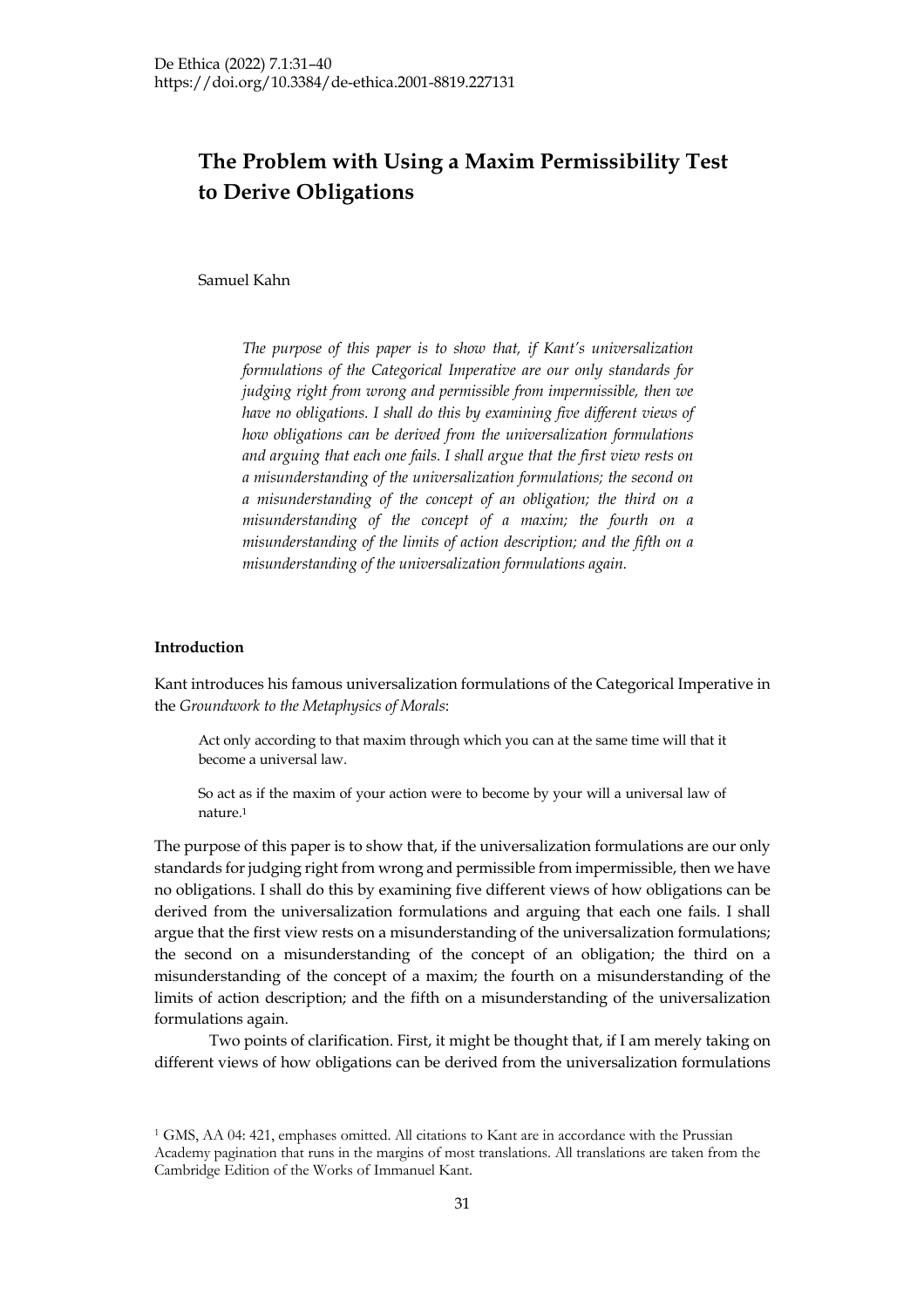# The Problem with Using a Maxim Permissibility Test to Derive Obligations

Samuel Kahn

*The purpose of this paper is to show that, if Kant's universalization formulations of the Categorical Imperative are our only standards for judging right from wrong and permissible from impermissible, then we have no obligations. I shall do this by examining five different views of how obligations can be derived from the universalization formulations and arguing that each one fails. I shall argue that the first view rests on a misunderstanding of the universalization formulations; the second on a misunderstanding of the concept of an obligation; the third on a misunderstanding of the concept of a maxim; the fourth on a misunderstanding of the limits of action description; and the fifth on a misunderstanding of the universalization formulations again.*

## Introduction

Kant introduces his famous universalization formulations of the Categorical Imperative in the *Groundwork to the Metaphysics of Morals*:

> Act only according to that maxim through which you can at the same time will that it become a universal law.
>
> So act as if the maxim of your action were to become by your will a universal law of nature.[1]

The purpose of this paper is to show that, if the universalization formulations are our only standards for judging right from wrong and permissible from impermissible, then we have no obligations. I shall do this by examining five different views of how obligations can be derived from the universalization formulations and arguing that each one fails. I shall argue that the first view rests on a misunderstanding of the universalization formulations; the second on a misunderstanding of the concept of an obligation; the third on a misunderstanding of the concept of a maxim; the fourth on a misunderstanding of the limits of action description; and the fifth on a misunderstanding of the universalization formulations again.

Two points of clarification. First, it might be thought that, if I am merely taking on different views of how obligations can be derived from the universalization formulations

---

[1] GMS, AA 04: 421, emphases omitted. All citations to Kant are in accordance with the Prussian Academy pagination that runs in the margins of most translations. All translations are taken from the Cambridge Edition of the Works of Immanuel Kant.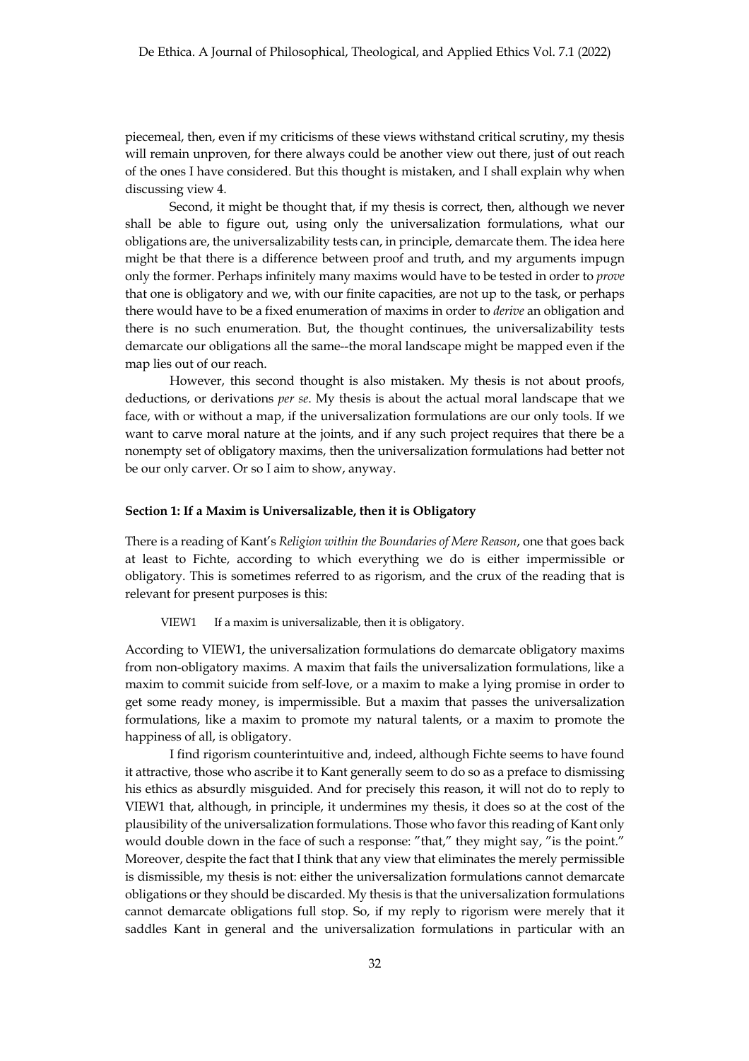piecemeal, then, even if my criticisms of these views withstand critical scrutiny, my thesis will remain unproven, for there always could be another view out there, just of out reach of the ones I have considered. But this thought is mistaken, and I shall explain why when discussing view 4.

Second, it might be thought that, if my thesis is correct, then, although we never shall be able to figure out, using only the universalization formulations, what our obligations are, the universalizability tests can, in principle, demarcate them. The idea here might be that there is a difference between proof and truth, and my arguments impugn only the former. Perhaps infinitely many maxims would have to be tested in order to *prove* that one is obligatory and we, with our finite capacities, are not up to the task, or perhaps there would have to be a fixed enumeration of maxims in order to *derive* an obligation and there is no such enumeration. But, the thought continues, the universalizability tests demarcate our obligations all the same--the moral landscape might be mapped even if the map lies out of our reach.

However, this second thought is also mistaken. My thesis is not about proofs, deductions, or derivations *per se*. My thesis is about the actual moral landscape that we face, with or without a map, if the universalization formulations are our only tools. If we want to carve moral nature at the joints, and if any such project requires that there be a nonempty set of obligatory maxims, then the universalization formulations had better not be our only carver. Or so I aim to show, anyway.

**Section 1: If a Maxim is Universalizable, then it is Obligatory**

There is a reading of Kant's *Religion within the Boundaries of Mere Reason*, one that goes back at least to Fichte, according to which everything we do is either impermissible or obligatory. This is sometimes referred to as rigorism, and the crux of the reading that is relevant for present purposes is this:

VIEW1 If a maxim is universalizable, then it is obligatory.

According to VIEW1, the universalization formulations do demarcate obligatory maxims from non-obligatory maxims. A maxim that fails the universalization formulations, like a maxim to commit suicide from self-love, or a maxim to make a lying promise in order to get some ready money, is impermissible. But a maxim that passes the universalization formulations, like a maxim to promote my natural talents, or a maxim to promote the happiness of all, is obligatory.

I find rigorism counterintuitive and, indeed, although Fichte seems to have found it attractive, those who ascribe it to Kant generally seem to do so as a preface to dismissing his ethics as absurdly misguided. And for precisely this reason, it will not do to reply to VIEW1 that, although, in principle, it undermines my thesis, it does so at the cost of the plausibility of the universalization formulations. Those who favor this reading of Kant only would double down in the face of such a response: "that," they might say, "is the point." Moreover, despite the fact that I think that any view that eliminates the merely permissible is dismissible, my thesis is not: either the universalization formulations cannot demarcate obligations or they should be discarded. My thesis is that the universalization formulations cannot demarcate obligations full stop. So, if my reply to rigorism were merely that it saddles Kant in general and the universalization formulations in particular with an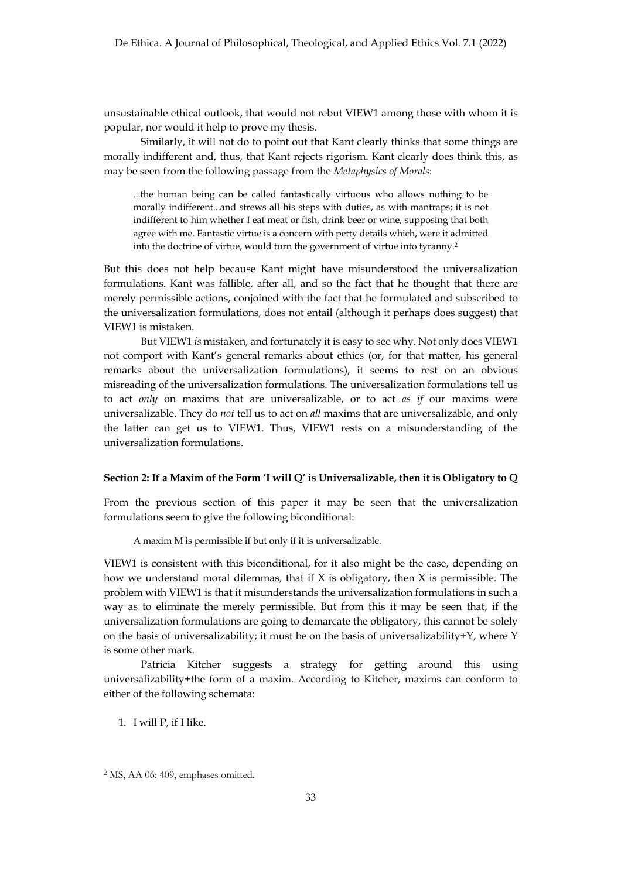unsustainable ethical outlook, that would not rebut VIEW1 among those with whom it is popular, nor would it help to prove my thesis.

Similarly, it will not do to point out that Kant clearly thinks that some things are morally indifferent and, thus, that Kant rejects rigorism. Kant clearly does think this, as may be seen from the following passage from the *Metaphysics of Morals*:

> ...the human being can be called fantastically virtuous who allows nothing to be morally indifferent...and strews all his steps with duties, as with mantraps; it is not indifferent to him whether I eat meat or fish, drink beer or wine, supposing that both agree with me. Fantastic virtue is a concern with petty details which, were it admitted into the doctrine of virtue, would turn the government of virtue into tyranny.[2]

But this does not help because Kant might have misunderstood the universalization formulations. Kant was fallible, after all, and so the fact that he thought that there are merely permissible actions, conjoined with the fact that he formulated and subscribed to the universalization formulations, does not entail (although it perhaps does suggest) that VIEW1 is mistaken.

But VIEW1 *is* mistaken, and fortunately it is easy to see why. Not only does VIEW1 not comport with Kant's general remarks about ethics (or, for that matter, his general remarks about the universalization formulations), it seems to rest on an obvious misreading of the universalization formulations. The universalization formulations tell us to act *only* on maxims that are universalizable, or to act *as if* our maxims were universalizable. They do *not* tell us to act on *all* maxims that are universalizable, and only the latter can get us to VIEW1. Thus, VIEW1 rests on a misunderstanding of the universalization formulations.

## Section 2: If a Maxim of the Form 'I will Q' is Universalizable, then it is Obligatory to Q

From the previous section of this paper it may be seen that the universalization formulations seem to give the following biconditional:

> A maxim M is permissible if but only if it is universalizable.

VIEW1 is consistent with this biconditional, for it also might be the case, depending on how we understand moral dilemmas, that if X is obligatory, then X is permissible. The problem with VIEW1 is that it misunderstands the universalization formulations in such a way as to eliminate the merely permissible. But from this it may be seen that, if the universalization formulations are going to demarcate the obligatory, this cannot be solely on the basis of universalizability; it must be on the basis of universalizability+Y, where Y is some other mark.

Patricia Kitcher suggests a strategy for getting around this using universalizability+the form of a maxim. According to Kitcher, maxims can conform to either of the following schemata:

1. I will P, if I like.

[2] MS, AA 06: 409, emphases omitted.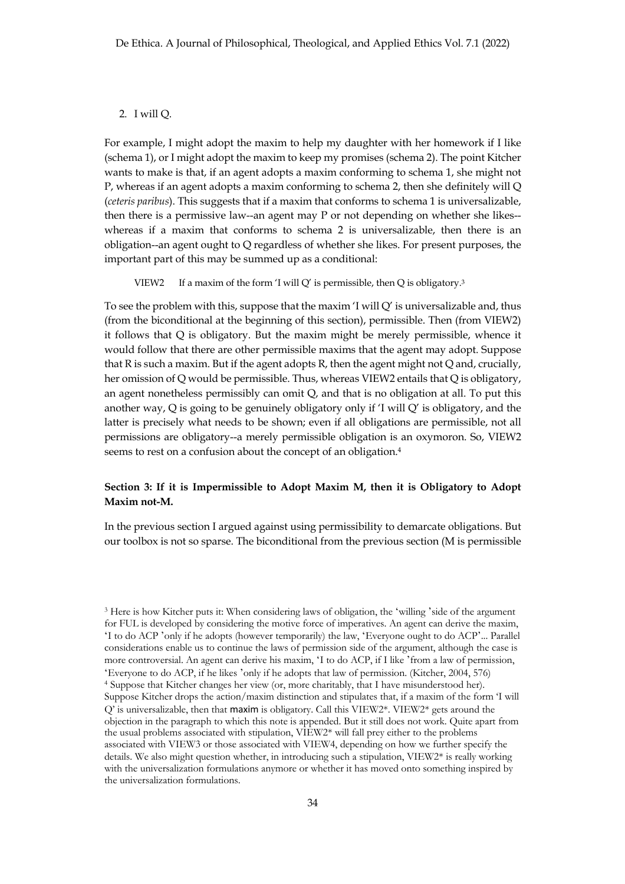2. I will Q.

For example, I might adopt the maxim to help my daughter with her homework if I like (schema 1), or I might adopt the maxim to keep my promises (schema 2). The point Kitcher wants to make is that, if an agent adopts a maxim conforming to schema 1, she might not P, whereas if an agent adopts a maxim conforming to schema 2, then she definitely will Q (*ceteris paribus*). This suggests that if a maxim that conforms to schema 1 is universalizable, then there is a permissive law--an agent may P or not depending on whether she likes--whereas if a maxim that conforms to schema 2 is universalizable, then there is an obligation--an agent ought to Q regardless of whether she likes. For present purposes, the important part of this may be summed up as a conditional:

VIEW2 If a maxim of the form 'I will Q' is permissible, then Q is obligatory.[3]

To see the problem with this, suppose that the maxim 'I will Q' is universalizable and, thus (from the biconditional at the beginning of this section), permissible. Then (from VIEW2) it follows that Q is obligatory. But the maxim might be merely permissible, whence it would follow that there are other permissible maxims that the agent may adopt. Suppose that R is such a maxim. But if the agent adopts R, then the agent might not Q and, crucially, her omission of Q would be permissible. Thus, whereas VIEW2 entails that Q is obligatory, an agent nonetheless permissibly can omit Q, and that is no obligation at all. To put this another way, Q is going to be genuinely obligatory only if 'I will Q' is obligatory, and the latter is precisely what needs to be shown; even if all obligations are permissible, not all permissions are obligatory--a merely permissible obligation is an oxymoron. So, VIEW2 seems to rest on a confusion about the concept of an obligation.[4]

### Section 3: If it is Impermissible to Adopt Maxim M, then it is Obligatory to Adopt Maxim not-M.

In the previous section I argued against using permissibility to demarcate obligations. But our toolbox is not so sparse. The biconditional from the previous section (M is permissible

[3] Here is how Kitcher puts it: When considering laws of obligation, the 'willing 'side of the argument for FUL is developed by considering the motive force of imperatives. An agent can derive the maxim, 'I to do ACP 'only if he adopts (however temporarily) the law, 'Everyone ought to do ACP'... Parallel considerations enable us to continue the laws of permission side of the argument, although the case is more controversial. An agent can derive his maxim, 'I to do ACP, if I like 'from a law of permission, 'Everyone to do ACP, if he likes 'only if he adopts that law of permission. (Kitcher, 2004, 576)

[4] Suppose that Kitcher changes her view (or, more charitably, that I have misunderstood her). Suppose Kitcher drops the action/maxim distinction and stipulates that, if a maxim of the form 'I will Q' is universalizable, then that maxim is obligatory. Call this VIEW2*. VIEW2* gets around the objection in the paragraph to which this note is appended. But it still does not work. Quite apart from the usual problems associated with stipulation, VIEW2* will fall prey either to the problems associated with VIEW3 or those associated with VIEW4, depending on how we further specify the details. We also might question whether, in introducing such a stipulation, VIEW2* is really working with the universalization formulations anymore or whether it has moved onto something inspired by the universalization formulations.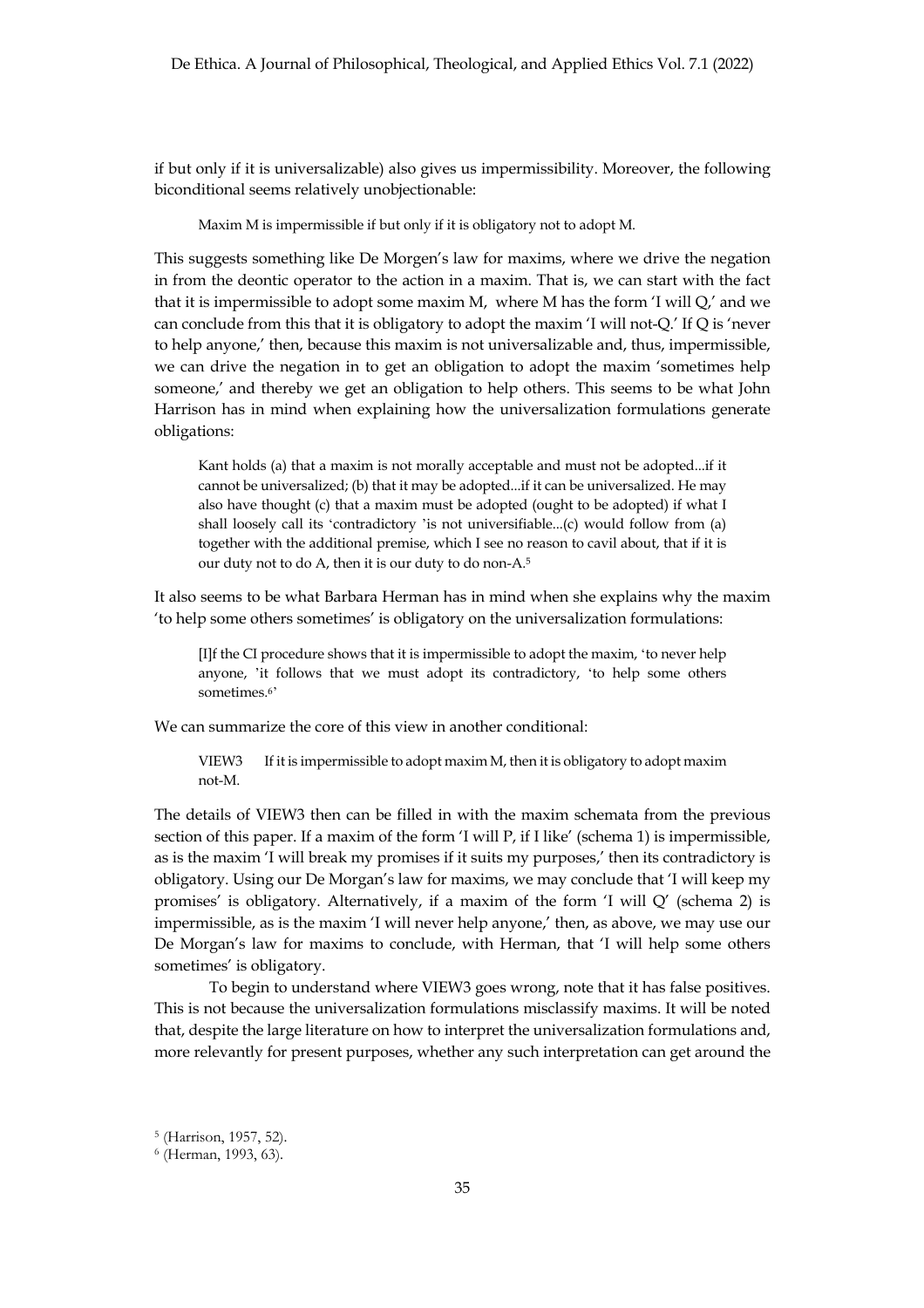if but only if it is universalizable) also gives us impermissibility. Moreover, the following biconditional seems relatively unobjectionable:

> Maxim M is impermissible if but only if it is obligatory not to adopt M.

This suggests something like De Morgen's law for maxims, where we drive the negation in from the deontic operator to the action in a maxim. That is, we can start with the fact that it is impermissible to adopt some maxim M, where M has the form 'I will Q,' and we can conclude from this that it is obligatory to adopt the maxim 'I will not-Q.' If Q is 'never to help anyone,' then, because this maxim is not universalizable and, thus, impermissible, we can drive the negation in to get an obligation to adopt the maxim 'sometimes help someone,' and thereby we get an obligation to help others. This seems to be what John Harrison has in mind when explaining how the universalization formulations generate obligations:

> Kant holds (a) that a maxim is not morally acceptable and must not be adopted...if it cannot be universalized; (b) that it may be adopted...if it can be universalized. He may also have thought (c) that a maxim must be adopted (ought to be adopted) if what I shall loosely call its 'contradictory 'is not universifiable...(c) would follow from (a) together with the additional premise, which I see no reason to cavil about, that if it is our duty not to do A, then it is our duty to do non-A.[5]

It also seems to be what Barbara Herman has in mind when she explains why the maxim 'to help some others sometimes' is obligatory on the universalization formulations:

> [I]f the CI procedure shows that it is impermissible to adopt the maxim, 'to never help anyone, 'it follows that we must adopt its contradictory, 'to help some others sometimes.[6]'

We can summarize the core of this view in another conditional:

> VIEW3 If it is impermissible to adopt maxim M, then it is obligatory to adopt maxim not-M.

The details of VIEW3 then can be filled in with the maxim schemata from the previous section of this paper. If a maxim of the form 'I will P, if I like' (schema 1) is impermissible, as is the maxim 'I will break my promises if it suits my purposes,' then its contradictory is obligatory. Using our De Morgan's law for maxims, we may conclude that 'I will keep my promises' is obligatory. Alternatively, if a maxim of the form 'I will Q' (schema 2) is impermissible, as is the maxim 'I will never help anyone,' then, as above, we may use our De Morgan's law for maxims to conclude, with Herman, that 'I will help some others sometimes' is obligatory.

To begin to understand where VIEW3 goes wrong, note that it has false positives. This is not because the universalization formulations misclassify maxims. It will be noted that, despite the large literature on how to interpret the universalization formulations and, more relevantly for present purposes, whether any such interpretation can get around the

[5] (Harrison, 1957, 52).

[6] (Herman, 1993, 63).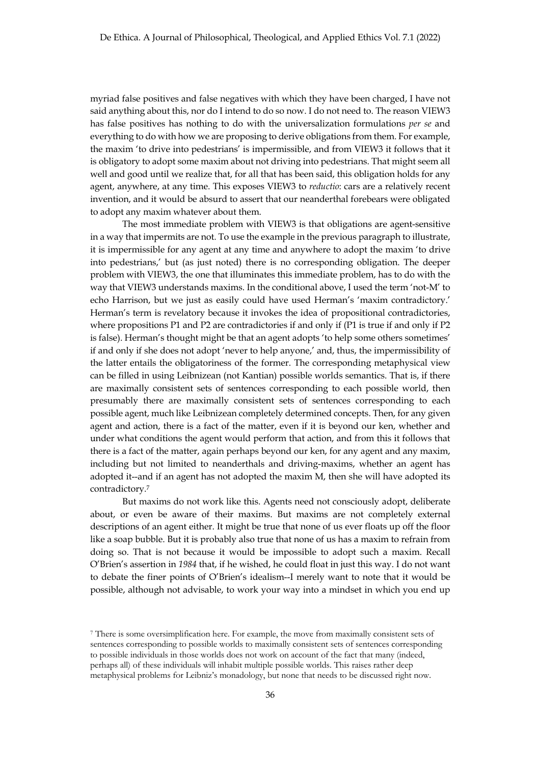myriad false positives and false negatives with which they have been charged, I have not said anything about this, nor do I intend to do so now. I do not need to. The reason VIEW3 has false positives has nothing to do with the universalization formulations *per se* and everything to do with how we are proposing to derive obligations from them. For example, the maxim 'to drive into pedestrians' is impermissible, and from VIEW3 it follows that it is obligatory to adopt some maxim about not driving into pedestrians. That might seem all well and good until we realize that, for all that has been said, this obligation holds for any agent, anywhere, at any time. This exposes VIEW3 to *reductio*: cars are a relatively recent invention, and it would be absurd to assert that our neanderthal forebears were obligated to adopt any maxim whatever about them.

The most immediate problem with VIEW3 is that obligations are agent-sensitive in a way that impermits are not. To use the example in the previous paragraph to illustrate, it is impermissible for any agent at any time and anywhere to adopt the maxim 'to drive into pedestrians,' but (as just noted) there is no corresponding obligation. The deeper problem with VIEW3, the one that illuminates this immediate problem, has to do with the way that VIEW3 understands maxims. In the conditional above, I used the term 'not-M' to echo Harrison, but we just as easily could have used Herman's 'maxim contradictory.' Herman's term is revelatory because it invokes the idea of propositional contradictories, where propositions P1 and P2 are contradictories if and only if (P1 is true if and only if P2 is false). Herman's thought might be that an agent adopts 'to help some others sometimes' if and only if she does not adopt 'never to help anyone,' and, thus, the impermissibility of the latter entails the obligatoriness of the former. The corresponding metaphysical view can be filled in using Leibnizean (not Kantian) possible worlds semantics. That is, if there are maximally consistent sets of sentences corresponding to each possible world, then presumably there are maximally consistent sets of sentences corresponding to each possible agent, much like Leibnizean completely determined concepts. Then, for any given agent and action, there is a fact of the matter, even if it is beyond our ken, whether and under what conditions the agent would perform that action, and from this it follows that there is a fact of the matter, again perhaps beyond our ken, for any agent and any maxim, including but not limited to neanderthals and driving-maxims, whether an agent has adopted it--and if an agent has not adopted the maxim M, then she will have adopted its contradictory.[7]

But maxims do not work like this. Agents need not consciously adopt, deliberate about, or even be aware of their maxims. But maxims are not completely external descriptions of an agent either. It might be true that none of us ever floats up off the floor like a soap bubble. But it is probably also true that none of us has a maxim to refrain from doing so. That is not because it would be impossible to adopt such a maxim. Recall O'Brien's assertion in *1984* that, if he wished, he could float in just this way. I do not want to debate the finer points of O'Brien's idealism--I merely want to note that it would be possible, although not advisable, to work your way into a mindset in which you end up

[7] There is some oversimplification here. For example, the move from maximally consistent sets of sentences corresponding to possible worlds to maximally consistent sets of sentences corresponding to possible individuals in those worlds does not work on account of the fact that many (indeed, perhaps all) of these individuals will inhabit multiple possible worlds. This raises rather deep metaphysical problems for Leibniz's monadology, but none that needs to be discussed right now.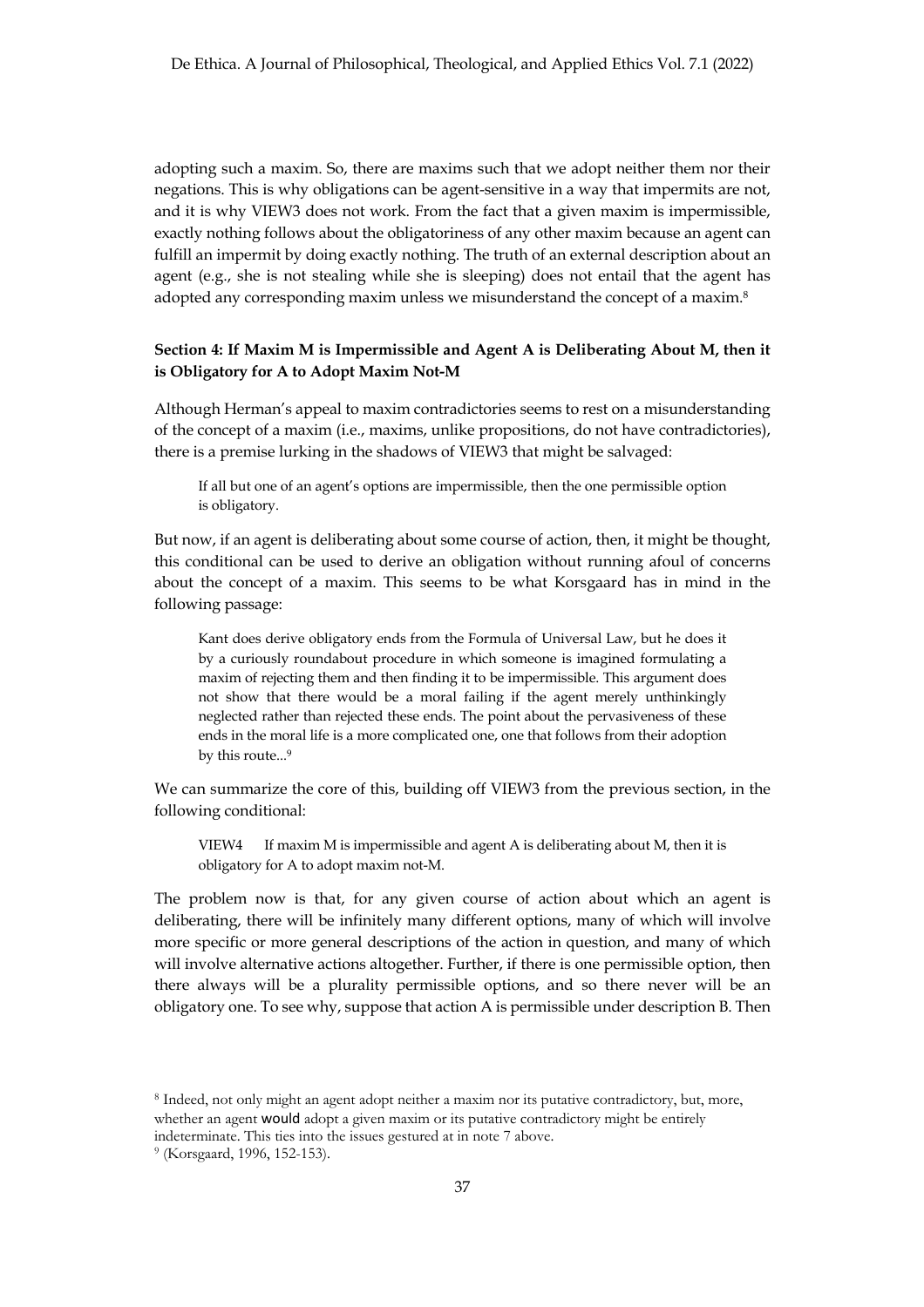adopting such a maxim. So, there are maxims such that we adopt neither them nor their negations. This is why obligations can be agent-sensitive in a way that impermits are not, and it is why VIEW3 does not work. From the fact that a given maxim is impermissible, exactly nothing follows about the obligatoriness of any other maxim because an agent can fulfill an impermit by doing exactly nothing. The truth of an external description about an agent (e.g., she is not stealing while she is sleeping) does not entail that the agent has adopted any corresponding maxim unless we misunderstand the concept of a maxim.[8]

### Section 4: If Maxim M is Impermissible and Agent A is Deliberating About M, then it is Obligatory for A to Adopt Maxim Not-M

Although Herman's appeal to maxim contradictories seems to rest on a misunderstanding of the concept of a maxim (i.e., maxims, unlike propositions, do not have contradictories), there is a premise lurking in the shadows of VIEW3 that might be salvaged:

> If all but one of an agent's options are impermissible, then the one permissible option is obligatory.

But now, if an agent is deliberating about some course of action, then, it might be thought, this conditional can be used to derive an obligation without running afoul of concerns about the concept of a maxim. This seems to be what Korsgaard has in mind in the following passage:

> Kant does derive obligatory ends from the Formula of Universal Law, but he does it by a curiously roundabout procedure in which someone is imagined formulating a maxim of rejecting them and then finding it to be impermissible. This argument does not show that there would be a moral failing if the agent merely unthinkingly neglected rather than rejected these ends. The point about the pervasiveness of these ends in the moral life is a more complicated one, one that follows from their adoption by this route...[9]

We can summarize the core of this, building off VIEW3 from the previous section, in the following conditional:

> VIEW4 If maxim M is impermissible and agent A is deliberating about M, then it is obligatory for A to adopt maxim not-M.

The problem now is that, for any given course of action about which an agent is deliberating, there will be infinitely many different options, many of which will involve more specific or more general descriptions of the action in question, and many of which will involve alternative actions altogether. Further, if there is one permissible option, then there always will be a plurality permissible options, and so there never will be an obligatory one. To see why, suppose that action A is permissible under description B. Then

[8] Indeed, not only might an agent adopt neither a maxim nor its putative contradictory, but, more, whether an agent would adopt a given maxim or its putative contradictory might be entirely indeterminate. This ties into the issues gestured at in note 7 above.

[9] (Korsgaard, 1996, 152-153).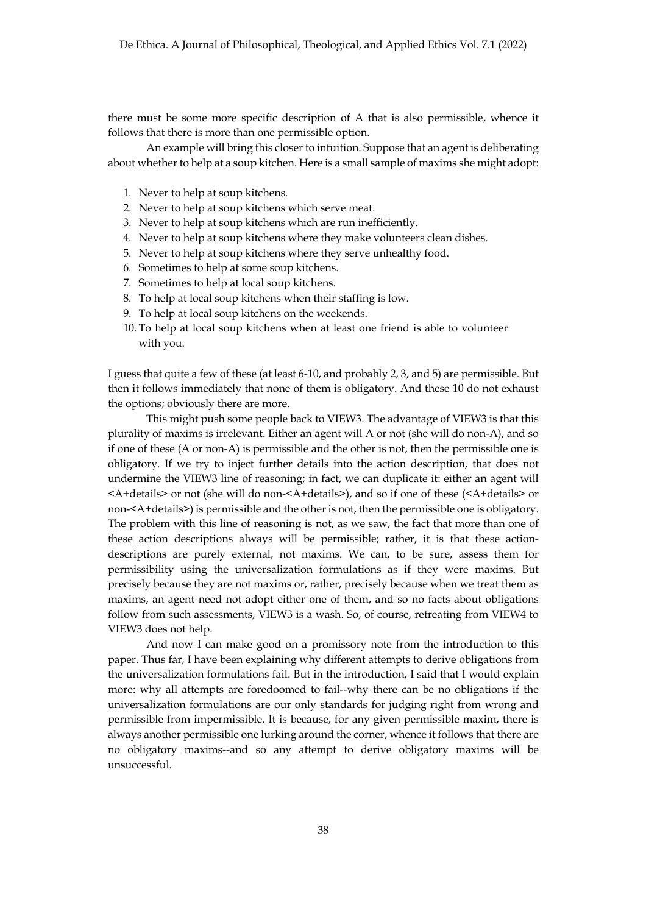there must be some more specific description of A that is also permissible, whence it follows that there is more than one permissible option.

An example will bring this closer to intuition. Suppose that an agent is deliberating about whether to help at a soup kitchen. Here is a small sample of maxims she might adopt:

1. Never to help at soup kitchens.
2. Never to help at soup kitchens which serve meat.
3. Never to help at soup kitchens which are run inefficiently.
4. Never to help at soup kitchens where they make volunteers clean dishes.
5. Never to help at soup kitchens where they serve unhealthy food.
6. Sometimes to help at some soup kitchens.
7. Sometimes to help at local soup kitchens.
8. To help at local soup kitchens when their staffing is low.
9. To help at local soup kitchens on the weekends.
10. To help at local soup kitchens when at least one friend is able to volunteer with you.

I guess that quite a few of these (at least 6-10, and probably 2, 3, and 5) are permissible. But then it follows immediately that none of them is obligatory. And these 10 do not exhaust the options; obviously there are more.

This might push some people back to VIEW3. The advantage of VIEW3 is that this plurality of maxims is irrelevant. Either an agent will A or not (she will do non-A), and so if one of these (A or non-A) is permissible and the other is not, then the permissible one is obligatory. If we try to inject further details into the action description, that does not undermine the VIEW3 line of reasoning; in fact, we can duplicate it: either an agent will <A+details> or not (she will do non-<A+details>), and so if one of these (<A+details> or non-<A+details>) is permissible and the other is not, then the permissible one is obligatory. The problem with this line of reasoning is not, as we saw, the fact that more than one of these action descriptions always will be permissible; rather, it is that these action-descriptions are purely external, not maxims. We can, to be sure, assess them for permissibility using the universalization formulations as if they were maxims. But precisely because they are not maxims or, rather, precisely because when we treat them as maxims, an agent need not adopt either one of them, and so no facts about obligations follow from such assessments, VIEW3 is a wash. So, of course, retreating from VIEW4 to VIEW3 does not help.

And now I can make good on a promissory note from the introduction to this paper. Thus far, I have been explaining why different attempts to derive obligations from the universalization formulations fail. But in the introduction, I said that I would explain more: why all attempts are foredoomed to fail--why there can be no obligations if the universalization formulations are our only standards for judging right from wrong and permissible from impermissible. It is because, for any given permissible maxim, there is always another permissible one lurking around the corner, whence it follows that there are no obligatory maxims--and so any attempt to derive obligatory maxims will be unsuccessful.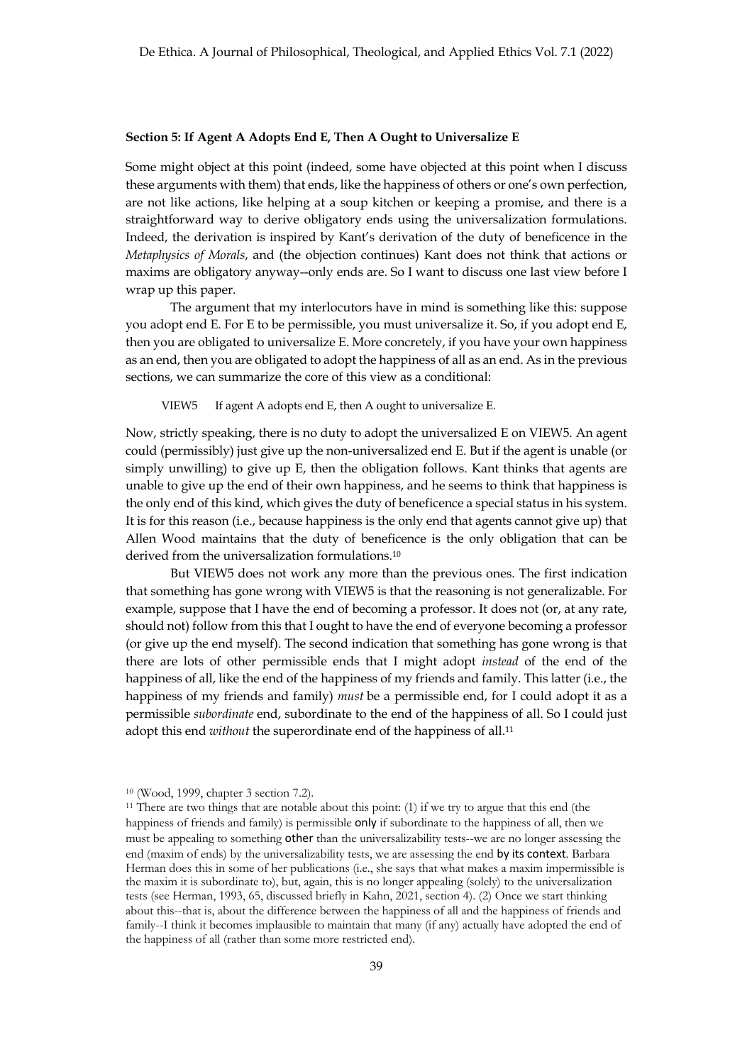**Section 5: If Agent A Adopts End E, Then A Ought to Universalize E**

Some might object at this point (indeed, some have objected at this point when I discuss these arguments with them) that ends, like the happiness of others or one's own perfection, are not like actions, like helping at a soup kitchen or keeping a promise, and there is a straightforward way to derive obligatory ends using the universalization formulations. Indeed, the derivation is inspired by Kant's derivation of the duty of beneficence in the *Metaphysics of Morals*, and (the objection continues) Kant does not think that actions or maxims are obligatory anyway--only ends are. So I want to discuss one last view before I wrap up this paper.

The argument that my interlocutors have in mind is something like this: suppose you adopt end E. For E to be permissible, you must universalize it. So, if you adopt end E, then you are obligated to universalize E. More concretely, if you have your own happiness as an end, then you are obligated to adopt the happiness of all as an end. As in the previous sections, we can summarize the core of this view as a conditional:

VIEW5 If agent A adopts end E, then A ought to universalize E.

Now, strictly speaking, there is no duty to adopt the universalized E on VIEW5. An agent could (permissibly) just give up the non-universalized end E. But if the agent is unable (or simply unwilling) to give up E, then the obligation follows. Kant thinks that agents are unable to give up the end of their own happiness, and he seems to think that happiness is the only end of this kind, which gives the duty of beneficence a special status in his system. It is for this reason (i.e., because happiness is the only end that agents cannot give up) that Allen Wood maintains that the duty of beneficence is the only obligation that can be derived from the universalization formulations.[10]

But VIEW5 does not work any more than the previous ones. The first indication that something has gone wrong with VIEW5 is that the reasoning is not generalizable. For example, suppose that I have the end of becoming a professor. It does not (or, at any rate, should not) follow from this that I ought to have the end of everyone becoming a professor (or give up the end myself). The second indication that something has gone wrong is that there are lots of other permissible ends that I might adopt *instead* of the end of the happiness of all, like the end of the happiness of my friends and family. This latter (i.e., the happiness of my friends and family) *must* be a permissible end, for I could adopt it as a permissible *subordinate* end, subordinate to the end of the happiness of all. So I could just adopt this end *without* the superordinate end of the happiness of all.[11]

---

[10] (Wood, 1999, chapter 3 section 7.2).

[11] There are two things that are notable about this point: (1) if we try to argue that this end (the happiness of friends and family) is permissible only if subordinate to the happiness of all, then we must be appealing to something other than the universalizability tests--we are no longer assessing the end (maxim of ends) by the universalizability tests, we are assessing the end by its context. Barbara Herman does this in some of her publications (i.e., she says that what makes a maxim impermissible is the maxim it is subordinate to), but, again, this is no longer appealing (solely) to the universalization tests (see Herman, 1993, 65, discussed briefly in Kahn, 2021, section 4). (2) Once we start thinking about this--that is, about the difference between the happiness of all and the happiness of friends and family--I think it becomes implausible to maintain that many (if any) actually have adopted the end of the happiness of all (rather than some more restricted end).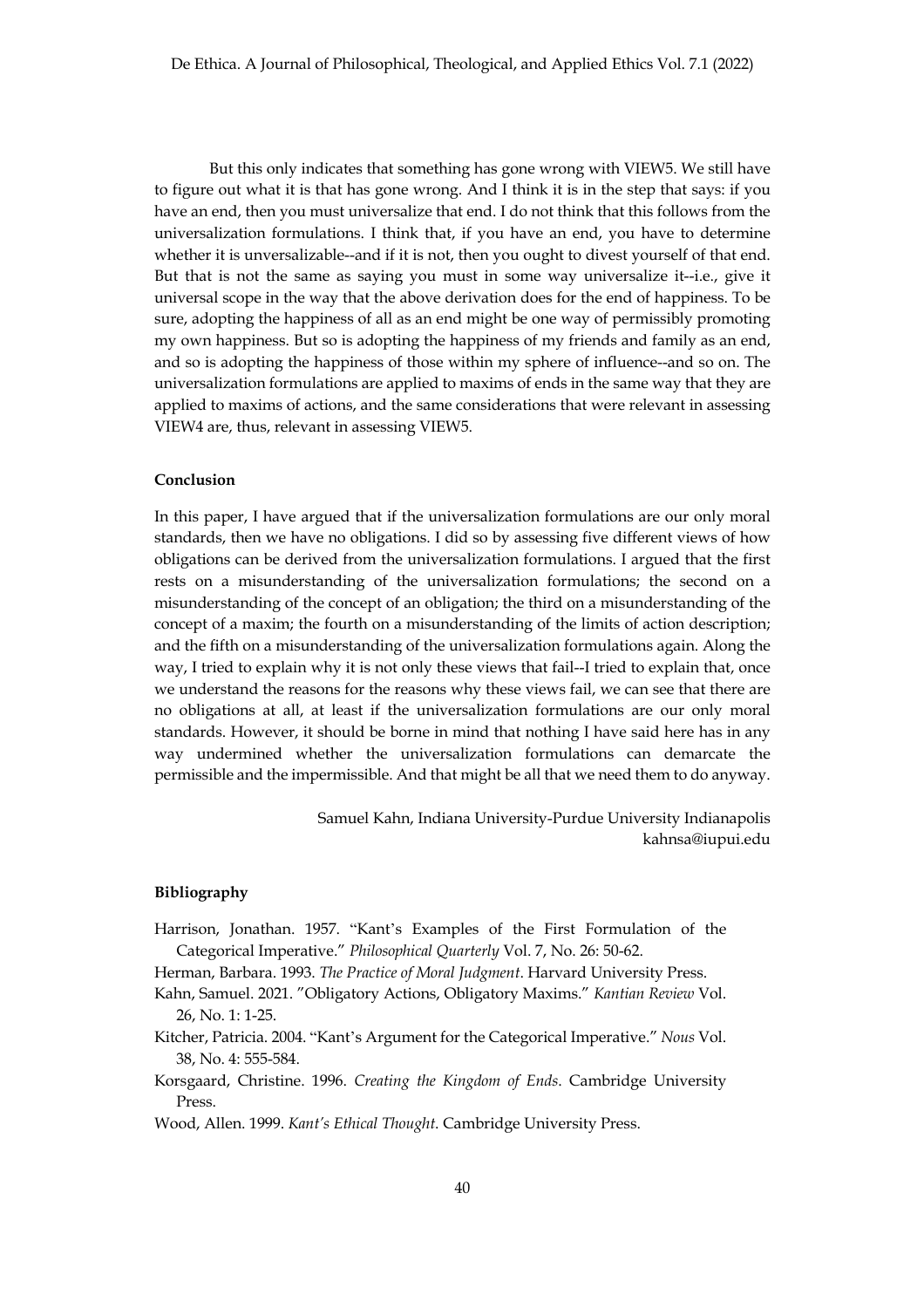But this only indicates that something has gone wrong with VIEW5. We still have to figure out what it is that has gone wrong. And I think it is in the step that says: if you have an end, then you must universalize that end. I do not think that this follows from the universalization formulations. I think that, if you have an end, you have to determine whether it is unversalizable--and if it is not, then you ought to divest yourself of that end. But that is not the same as saying you must in some way universalize it--i.e., give it universal scope in the way that the above derivation does for the end of happiness. To be sure, adopting the happiness of all as an end might be one way of permissibly promoting my own happiness. But so is adopting the happiness of my friends and family as an end, and so is adopting the happiness of those within my sphere of influence--and so on. The universalization formulations are applied to maxims of ends in the same way that they are applied to maxims of actions, and the same considerations that were relevant in assessing VIEW4 are, thus, relevant in assessing VIEW5.

## Conclusion

In this paper, I have argued that if the universalization formulations are our only moral standards, then we have no obligations. I did so by assessing five different views of how obligations can be derived from the universalization formulations. I argued that the first rests on a misunderstanding of the universalization formulations; the second on a misunderstanding of the concept of an obligation; the third on a misunderstanding of the concept of a maxim; the fourth on a misunderstanding of the limits of action description; and the fifth on a misunderstanding of the universalization formulations again. Along the way, I tried to explain why it is not only these views that fail--I tried to explain that, once we understand the reasons for the reasons why these views fail, we can see that there are no obligations at all, at least if the universalization formulations are our only moral standards. However, it should be borne in mind that nothing I have said here has in any way undermined whether the universalization formulations can demarcate the permissible and the impermissible. And that might be all that we need them to do anyway.

Samuel Kahn, Indiana University-Purdue University Indianapolis
kahnsa@iupui.edu

## Bibliography

Harrison, Jonathan. 1957. "Kant's Examples of the First Formulation of the Categorical Imperative." *Philosophical Quarterly* Vol. 7, No. 26: 50-62.

Herman, Barbara. 1993. *The Practice of Moral Judgment*. Harvard University Press.

Kahn, Samuel. 2021. "Obligatory Actions, Obligatory Maxims." *Kantian Review* Vol. 26, No. 1: 1-25.

Kitcher, Patricia. 2004. "Kant's Argument for the Categorical Imperative." *Nous* Vol. 38, No. 4: 555-584.

Korsgaard, Christine. 1996. *Creating the Kingdom of Ends*. Cambridge University Press.

Wood, Allen. 1999. *Kant's Ethical Thought*. Cambridge University Press.